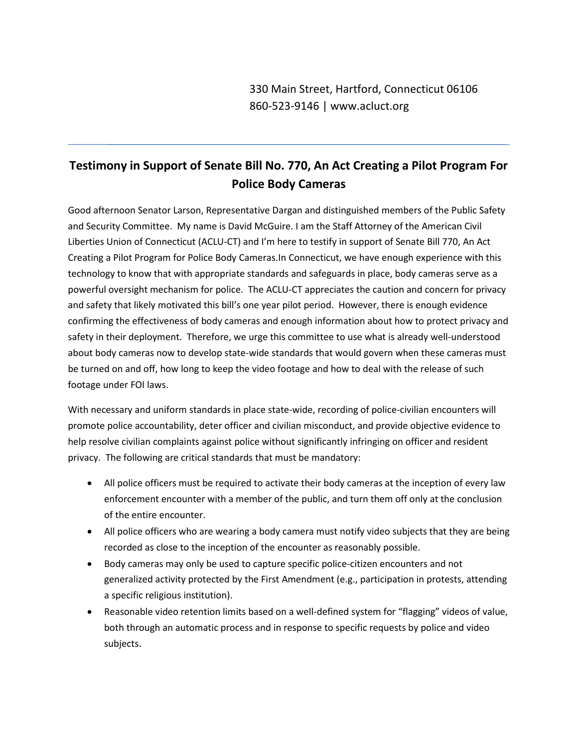330 Main Street, Hartford, Connecticut 06106
860-523-9146 | www.acluct.org

---

## Testimony in Support of Senate Bill No. 770, An Act Creating a Pilot Program For Police Body Cameras

Good afternoon Senator Larson, Representative Dargan and distinguished members of the Public Safety and Security Committee. My name is David McGuire. I am the Staff Attorney of the American Civil Liberties Union of Connecticut (ACLU-CT) and I'm here to testify in support of Senate Bill 770, An Act Creating a Pilot Program for Police Body Cameras.In Connecticut, we have enough experience with this technology to know that with appropriate standards and safeguards in place, body cameras serve as a powerful oversight mechanism for police. The ACLU-CT appreciates the caution and concern for privacy and safety that likely motivated this bill's one year pilot period. However, there is enough evidence confirming the effectiveness of body cameras and enough information about how to protect privacy and safety in their deployment. Therefore, we urge this committee to use what is already well-understood about body cameras now to develop state-wide standards that would govern when these cameras must be turned on and off, how long to keep the video footage and how to deal with the release of such footage under FOI laws.

With necessary and uniform standards in place state-wide, recording of police-civilian encounters will promote police accountability, deter officer and civilian misconduct, and provide objective evidence to help resolve civilian complaints against police without significantly infringing on officer and resident privacy. The following are critical standards that must be mandatory:

- All police officers must be required to activate their body cameras at the inception of every law enforcement encounter with a member of the public, and turn them off only at the conclusion of the entire encounter.
- All police officers who are wearing a body camera must notify video subjects that they are being recorded as close to the inception of the encounter as reasonably possible.
- Body cameras may only be used to capture specific police-citizen encounters and not generalized activity protected by the First Amendment (e.g., participation in protests, attending a specific religious institution).
- Reasonable video retention limits based on a well-defined system for "flagging" videos of value, both through an automatic process and in response to specific requests by police and video subjects.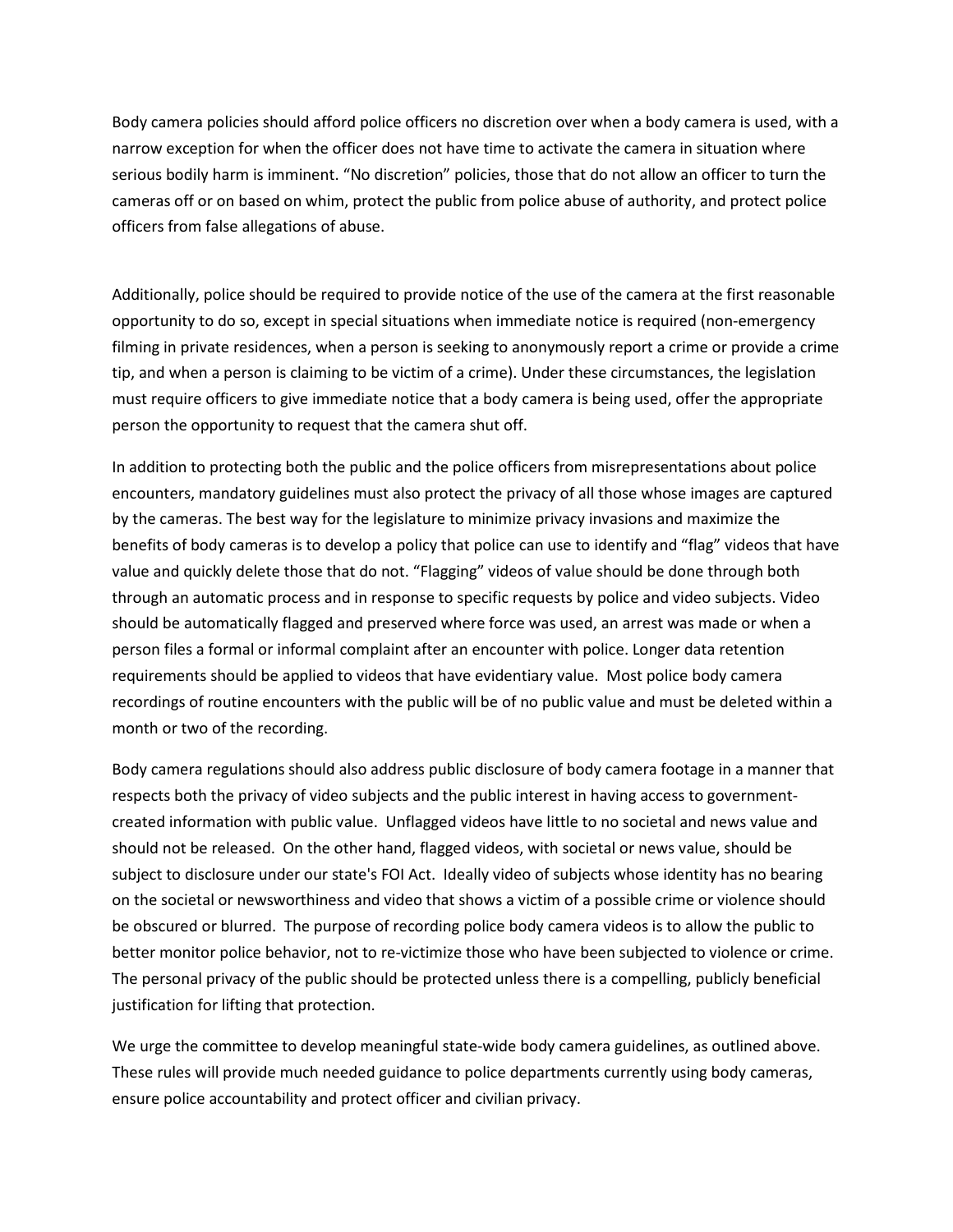Body camera policies should afford police officers no discretion over when a body camera is used, with a narrow exception for when the officer does not have time to activate the camera in situation where serious bodily harm is imminent. "No discretion" policies, those that do not allow an officer to turn the cameras off or on based on whim, protect the public from police abuse of authority, and protect police officers from false allegations of abuse.

Additionally, police should be required to provide notice of the use of the camera at the first reasonable opportunity to do so, except in special situations when immediate notice is required (non-emergency filming in private residences, when a person is seeking to anonymously report a crime or provide a crime tip, and when a person is claiming to be victim of a crime). Under these circumstances, the legislation must require officers to give immediate notice that a body camera is being used, offer the appropriate person the opportunity to request that the camera shut off.

In addition to protecting both the public and the police officers from misrepresentations about police encounters, mandatory guidelines must also protect the privacy of all those whose images are captured by the cameras. The best way for the legislature to minimize privacy invasions and maximize the benefits of body cameras is to develop a policy that police can use to identify and "flag" videos that have value and quickly delete those that do not. "Flagging" videos of value should be done through both through an automatic process and in response to specific requests by police and video subjects. Video should be automatically flagged and preserved where force was used, an arrest was made or when a person files a formal or informal complaint after an encounter with police. Longer data retention requirements should be applied to videos that have evidentiary value. Most police body camera recordings of routine encounters with the public will be of no public value and must be deleted within a month or two of the recording.

Body camera regulations should also address public disclosure of body camera footage in a manner that respects both the privacy of video subjects and the public interest in having access to government-created information with public value. Unflagged videos have little to no societal and news value and should not be released. On the other hand, flagged videos, with societal or news value, should be subject to disclosure under our state's FOI Act. Ideally video of subjects whose identity has no bearing on the societal or newsworthiness and video that shows a victim of a possible crime or violence should be obscured or blurred. The purpose of recording police body camera videos is to allow the public to better monitor police behavior, not to re-victimize those who have been subjected to violence or crime. The personal privacy of the public should be protected unless there is a compelling, publicly beneficial justification for lifting that protection.

We urge the committee to develop meaningful state-wide body camera guidelines, as outlined above. These rules will provide much needed guidance to police departments currently using body cameras, ensure police accountability and protect officer and civilian privacy.